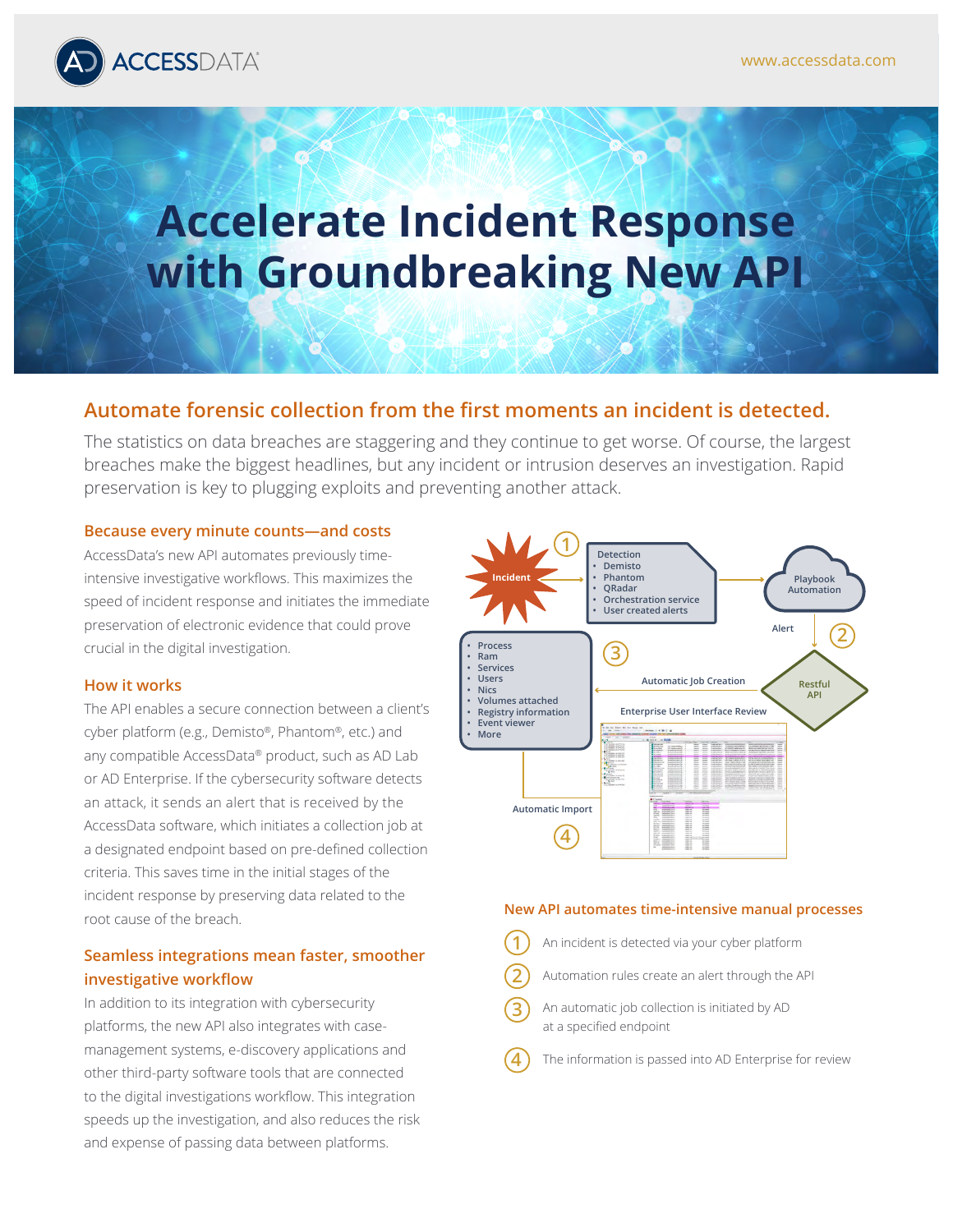# Accelerate Incident Response with Groundbreaking New API

## Automate forensic collection from the first moments an incident is detected.

The statistics on data breaches are staggering and they continue to get worse. Of course, the largest breaches make the biggest headlines, but any incident or intrusion deserves an investigation. Rapid preservation is key to plugging exploits and preventing another attack.

### Because every minute counts—and costs

AccessData's new API automates previously time-intensive investigative workflows. This maximizes the speed of incident response and initiates the immediate preservation of electronic evidence that could prove crucial in the digital investigation.

### How it works

The API enables a secure connection between a client's cyber platform (e.g., Demisto®, Phantom®, etc.) and any compatible AccessData® product, such as AD Lab or AD Enterprise. If the cybersecurity software detects an attack, it sends an alert that is received by the AccessData software, which initiates a collection job at a designated endpoint based on pre-defined collection criteria. This saves time in the initial stages of the incident response by preserving data related to the root cause of the breach.

### Seamless integrations mean faster, smoother investigative workflow

In addition to its integration with cybersecurity platforms, the new API also integrates with case-management systems, e-discovery applications and other third-party software tools that are connected to the digital investigations workflow. This integration speeds up the investigation, and also reduces the risk and expense of passing data between platforms.

### New API automates time-intensive manual processes

1. An incident is detected via your cyber platform
2. Automation rules create an alert through the API
3. An automatic job collection is initiated by AD at a specified endpoint
4. The information is passed into AD Enterprise for review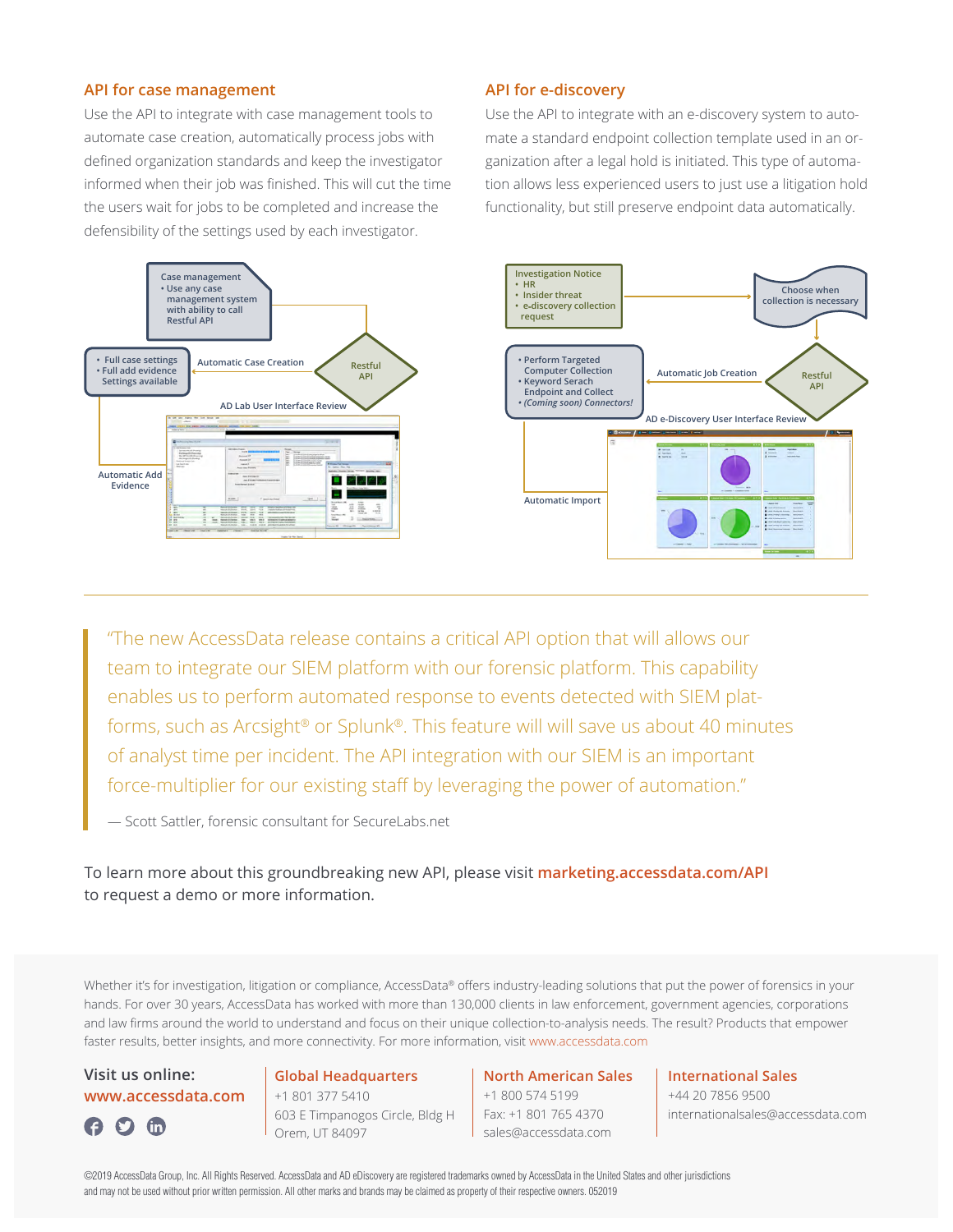## API for case management

Use the API to integrate with case management tools to automate case creation, automatically process jobs with defined organization standards and keep the investigator informed when their job was finished. This will cut the time the users wait for jobs to be completed and increase the defensibility of the settings used by each investigator.

Case management
- Use any case management system with ability to call Restful API

- Full case settings
- Full add evidence Settings available

Automatic Case Creation

Restful API

AD Lab User Interface Review

Automatic Add Evidence

## API for e-discovery

Use the API to integrate with an e-discovery system to automate a standard endpoint collection template used in an organization after a legal hold is initiated. This type of automation allows less experienced users to just use a litigation hold functionality, but still preserve endpoint data automatically.

Investigation Notice
- HR
- Insider threat
- e-discovery collection request

Choose when collection is necessary

- Perform Targeted Computer Collection
- Keyword Serach Endpoint and Collect
- *(Coming soon) Connectors!*

Automatic Job Creation

Restful API

AD e-Discovery User Interface Review

Automatic Import

> "The new AccessData release contains a critical API option that will allows our team to integrate our SIEM platform with our forensic platform. This capability enables us to perform automated response to events detected with SIEM platforms, such as Arcsight® or Splunk®. This feature will will save us about 40 minutes of analyst time per incident. The API integration with our SIEM is an important force-multiplier for our existing staff by leveraging the power of automation."
>
> — Scott Sattler, forensic consultant for SecureLabs.net

To learn more about this groundbreaking new API, please visit **marketing.accessdata.com/API** to request a demo or more information.

Whether it's for investigation, litigation or compliance, AccessData® offers industry-leading solutions that put the power of forensics in your hands. For over 30 years, AccessData has worked with more than 130,000 clients in law enforcement, government agencies, corporations and law firms around the world to understand and focus on their unique collection-to-analysis needs. The result? Products that empower faster results, better insights, and more connectivity. For more information, visit www.accessdata.com

**Visit us online:**
**www.accessdata.com**

**Global Headquarters**
+1 801 377 5410
603 E Timpanogos Circle, Bldg H
Orem, UT 84097

**North American Sales**
+1 800 574 5199
Fax: +1 801 765 4370
sales@accessdata.com

**International Sales**
+44 20 7856 9500
internationalsales@accessdata.com

©2019 AccessData Group, Inc. All Rights Reserved. AccessData and AD eDiscovery are registered trademarks owned by AccessData in the United States and other jurisdictions and may not be used without prior written permission. All other marks and brands may be claimed as property of their respective owners. 052019